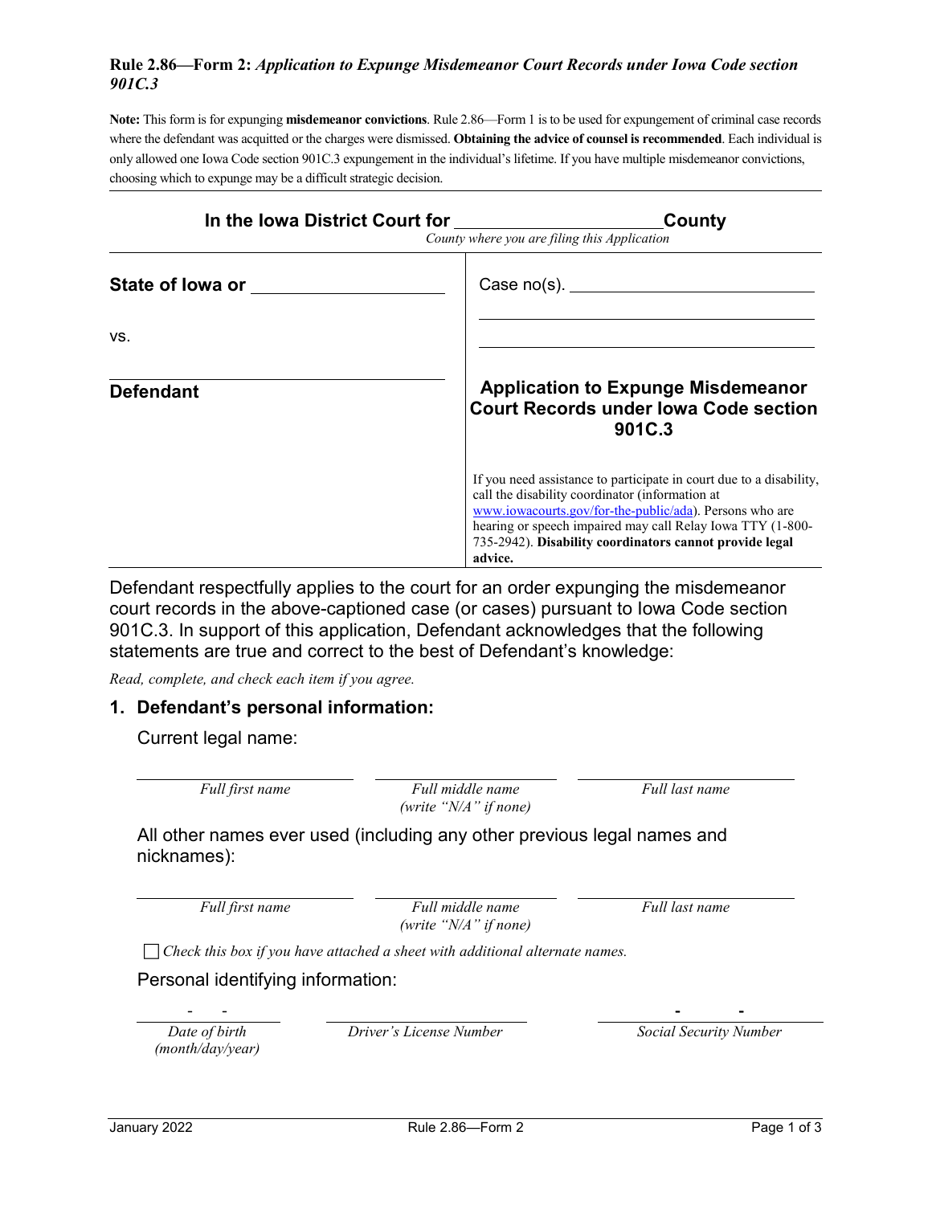**Rule 2.86—Form 2:** ***Application to Expunge Misdemeanor Court Records under Iowa Code section 901C.3***

**Note:** This form is for expunging **misdemeanor convictions**. Rule 2.86—Form 1 is to be used for expungement of criminal case records where the defendant was acquitted or the charges were dismissed. **Obtaining the advice of counsel is recommended**. Each individual is only allowed one Iowa Code section 901C.3 expungement in the individual's lifetime. If you have multiple misdemeanor convictions, choosing which to expunge may be a difficult strategic decision.

---

**In the Iowa District Court for \_\_\_\_\_\_\_\_\_\_\_\_\_\_\_\_\_\_\_\_ County**
*County where you are filing this Application*

| | |
|---|---|
| **State of Iowa or** \_\_\_\_\_\_\_\_\_\_\_\_\_\_\_\_<br><br>vs.<br><br>\_\_\_\_\_\_\_\_\_\_\_\_\_\_\_\_\_\_\_\_<br>**Defendant** | Case no(s). \_\_\_\_\_\_\_\_\_\_\_\_\_\_\_\_<br>\_\_\_\_\_\_\_\_\_\_\_\_\_\_\_\_<br>\_\_\_\_\_\_\_\_\_\_\_\_\_\_\_\_<br><br>**Application to Expunge Misdemeanor Court Records under Iowa Code section 901C.3**<br><br>If you need assistance to participate in court due to a disability, call the disability coordinator (information at www.iowacourts.gov/for-the-public/ada). Persons who are hearing or speech impaired may call Relay Iowa TTY (1-800-735-2942). **Disability coordinators cannot provide legal advice.** |

Defendant respectfully applies to the court for an order expunging the misdemeanor court records in the above-captioned case (or cases) pursuant to Iowa Code section 901C.3. In support of this application, Defendant acknowledges that the following statements are true and correct to the best of Defendant's knowledge:

*Read, complete, and check each item if you agree.*

## 1. Defendant's personal information:

Current legal name:

\_\_\_\_\_\_\_\_\_\_\_\_\_\_\_\_ \_\_\_\_\_\_\_\_\_\_\_\_\_\_\_\_ \_\_\_\_\_\_\_\_\_\_\_\_\_\_\_\_
*Full first name* | *Full middle name (write "N/A" if none)* | *Full last name*

All other names ever used (including any other previous legal names and nicknames):

\_\_\_\_\_\_\_\_\_\_\_\_\_\_\_\_ \_\_\_\_\_\_\_\_\_\_\_\_\_\_\_\_ \_\_\_\_\_\_\_\_\_\_\_\_\_\_\_\_
*Full first name* | *Full middle name (write "N/A" if none)* | *Full last name*

☐ *Check this box if you have attached a sheet with additional alternate names.*

Personal identifying information:

\_\_\_\_ - \_\_\_\_ - \_\_\_\_ \_\_\_\_\_\_\_\_\_\_\_\_\_\_\_\_ \_\_\_\_ - \_\_\_\_ - \_\_\_\_
*Date of birth (month/day/year)* | *Driver's License Number* | *Social Security Number*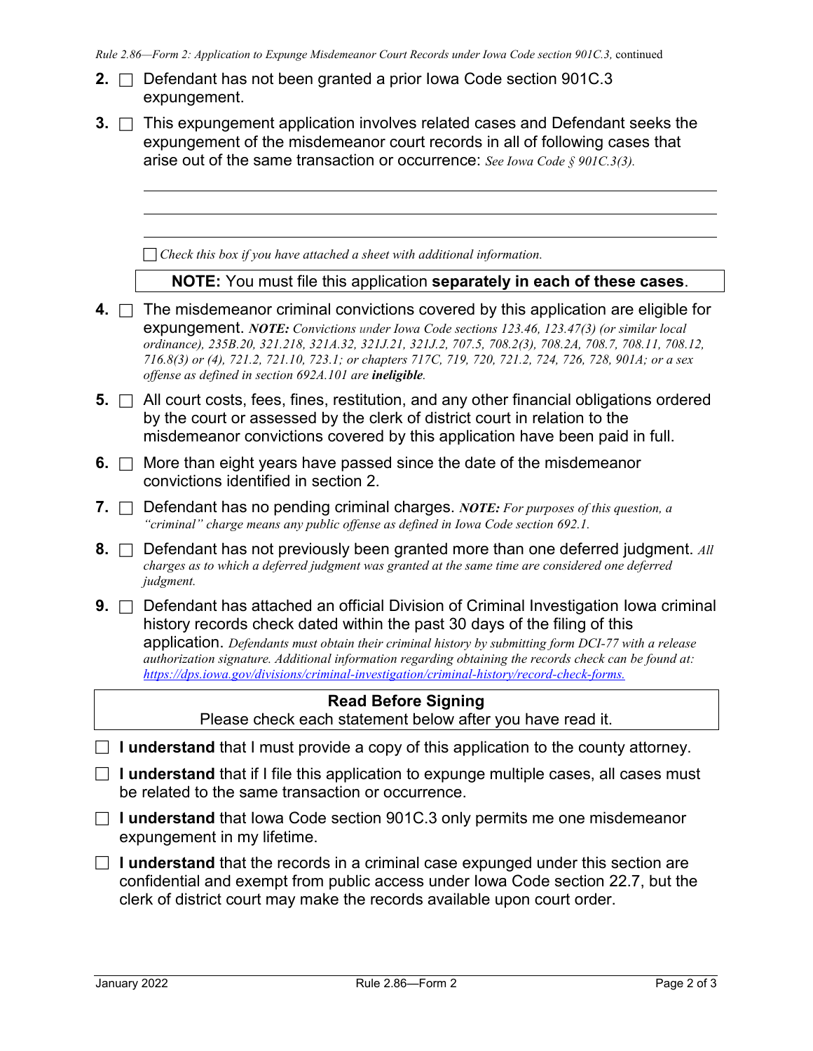**2.** ☐ Defendant has not been granted a prior Iowa Code section 901C.3 expungement.

**3.** ☐ This expungement application involves related cases and Defendant seeks the expungement of the misdemeanor court records in all of following cases that arise out of the same transaction or occurrence: *See Iowa Code § 901C.3(3).*

\_\_\_\_\_\_\_\_\_\_\_\_\_\_\_\_\_\_\_\_\_\_\_\_\_\_\_\_\_\_\_\_\_\_\_\_\_\_\_\_\_\_\_\_\_\_\_\_\_\_\_\_\_\_\_\_\_\_\_\_\_\_\_\_\_\_

\_\_\_\_\_\_\_\_\_\_\_\_\_\_\_\_\_\_\_\_\_\_\_\_\_\_\_\_\_\_\_\_\_\_\_\_\_\_\_\_\_\_\_\_\_\_\_\_\_\_\_\_\_\_\_\_\_\_\_\_\_\_\_\_\_\_

\_\_\_\_\_\_\_\_\_\_\_\_\_\_\_\_\_\_\_\_\_\_\_\_\_\_\_\_\_\_\_\_\_\_\_\_\_\_\_\_\_\_\_\_\_\_\_\_\_\_\_\_\_\_\_\_\_\_\_\_\_\_\_\_\_\_

☐ *Check this box if you have attached a sheet with additional information.*

**NOTE:** You must file this application **separately in each of these cases**.

**4.** ☐ The misdemeanor criminal convictions covered by this application are eligible for expungement. ***NOTE:*** *Convictions under Iowa Code sections 123.46, 123.47(3) (or similar local ordinance), 235B.20, 321.218, 321A.32, 321J.21, 321J.2, 707.5, 708.2(3), 708.2A, 708.7, 708.11, 708.12, 716.8(3) or (4), 721.2, 721.10, 723.1; or chapters 717C, 719, 720, 721.2, 724, 726, 728, 901A; or a sex offense as defined in section 692A.101 are* ***ineligible****.*

**5.** ☐ All court costs, fees, fines, restitution, and any other financial obligations ordered by the court or assessed by the clerk of district court in relation to the misdemeanor convictions covered by this application have been paid in full.

**6.** ☐ More than eight years have passed since the date of the misdemeanor convictions identified in section 2.

**7.** ☐ Defendant has no pending criminal charges. ***NOTE:*** *For purposes of this question, a "criminal" charge means any public offense as defined in Iowa Code section 692.1.*

**8.** ☐ Defendant has not previously been granted more than one deferred judgment. *All charges as to which a deferred judgment was granted at the same time are considered one deferred judgment.*

**9.** ☐ Defendant has attached an official Division of Criminal Investigation Iowa criminal history records check dated within the past 30 days of the filing of this application. *Defendants must obtain their criminal history by submitting form DCI-77 with a release authorization signature. Additional information regarding obtaining the records check can be found at: https://dps.iowa.gov/divisions/criminal-investigation/criminal-history/record-check-forms.*

**Read Before Signing**
Please check each statement below after you have read it.

☐ **I understand** that I must provide a copy of this application to the county attorney.

☐ **I understand** that if I file this application to expunge multiple cases, all cases must be related to the same transaction or occurrence.

☐ **I understand** that Iowa Code section 901C.3 only permits me one misdemeanor expungement in my lifetime.

☐ **I understand** that the records in a criminal case expunged under this section are confidential and exempt from public access under Iowa Code section 22.7, but the clerk of district court may make the records available upon court order.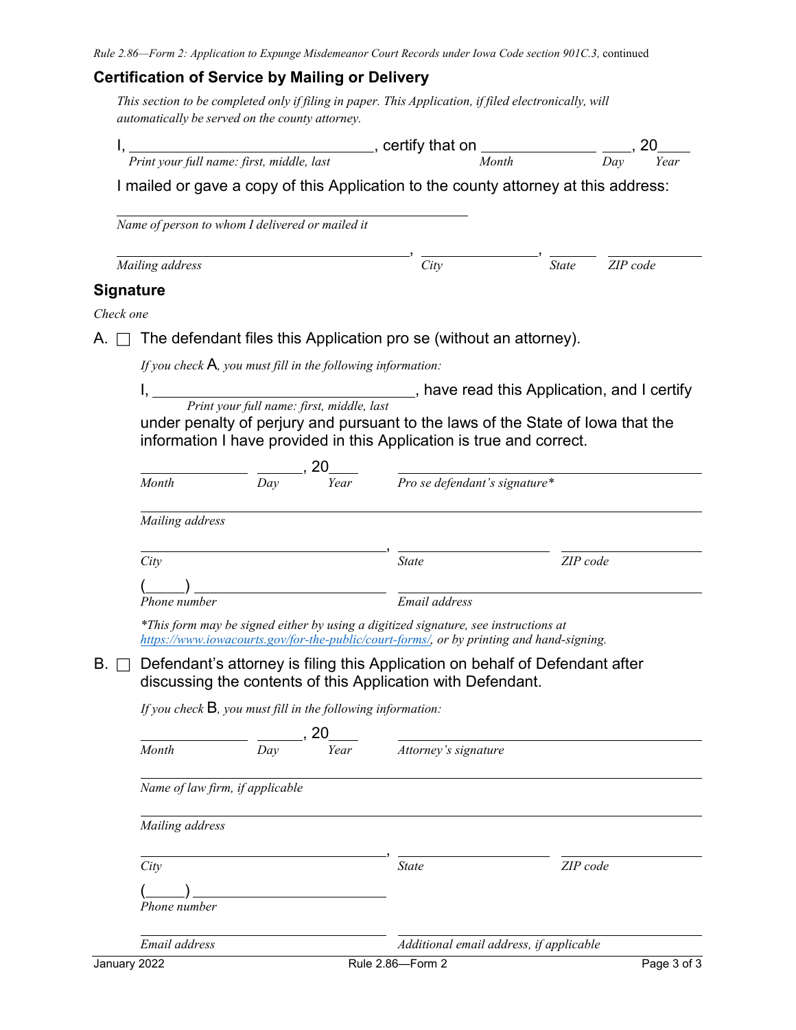*Rule 2.86—Form 2: Application to Expunge Misdemeanor Court Records under Iowa Code section 901C.3,* continued

## Certification of Service by Mailing or Delivery

*This section to be completed only if filing in paper. This Application, if filed electronically, will automatically be served on the county attorney.*

I, ______________________________, certify that on ______________ ____, 20____
*Print your full name: first, middle, last* — *Month* — *Day* — *Year*

I mailed or gave a copy of this Application to the county attorney at this address:

______________________________
*Name of person to whom I delivered or mailed it*

______________________________, ______________, ______ ____________
*Mailing address* — *City* — *State* — *ZIP code*

## Signature

*Check one*

A. ☐ The defendant files this Application pro se (without an attorney).

*If you check* A*, you must fill in the following information:*

I, ______________________________, have read this Application, and I certify under penalty of perjury and pursuant to the laws of the State of Iowa that the information I have provided in this Application is true and correct.
*Print your full name: first, middle, last*

______________ ______, 20____ ______________________________
*Month* — *Day* — *Year* — *Pro se defendant's signature\**

______________________________
*Mailing address*

______________________________, ______________ ______________
*City* — *State* — *ZIP code*

(_____) ______________ ______________________________
*Phone number* — *Email address*

*\*This form may be signed either by using a digitized signature, see instructions at https://www.iowacourts.gov/for-the-public/court-forms/, or by printing and hand-signing.*

B. ☐ Defendant's attorney is filing this Application on behalf of Defendant after discussing the contents of this Application with Defendant.

*If you check* B*, you must fill in the following information:*

______________ ______, 20____ ______________________________
*Month* — *Day* — *Year* — *Attorney's signature*

______________________________
*Name of law firm, if applicable*

______________________________
*Mailing address*

______________________________, ______________ ______________
*City* — *State* — *ZIP code*

(_____) ______________
*Phone number*

______________________________ ______________________________
*Email address* — *Additional email address, if applicable*

January 2022 Rule 2.86—Form 2